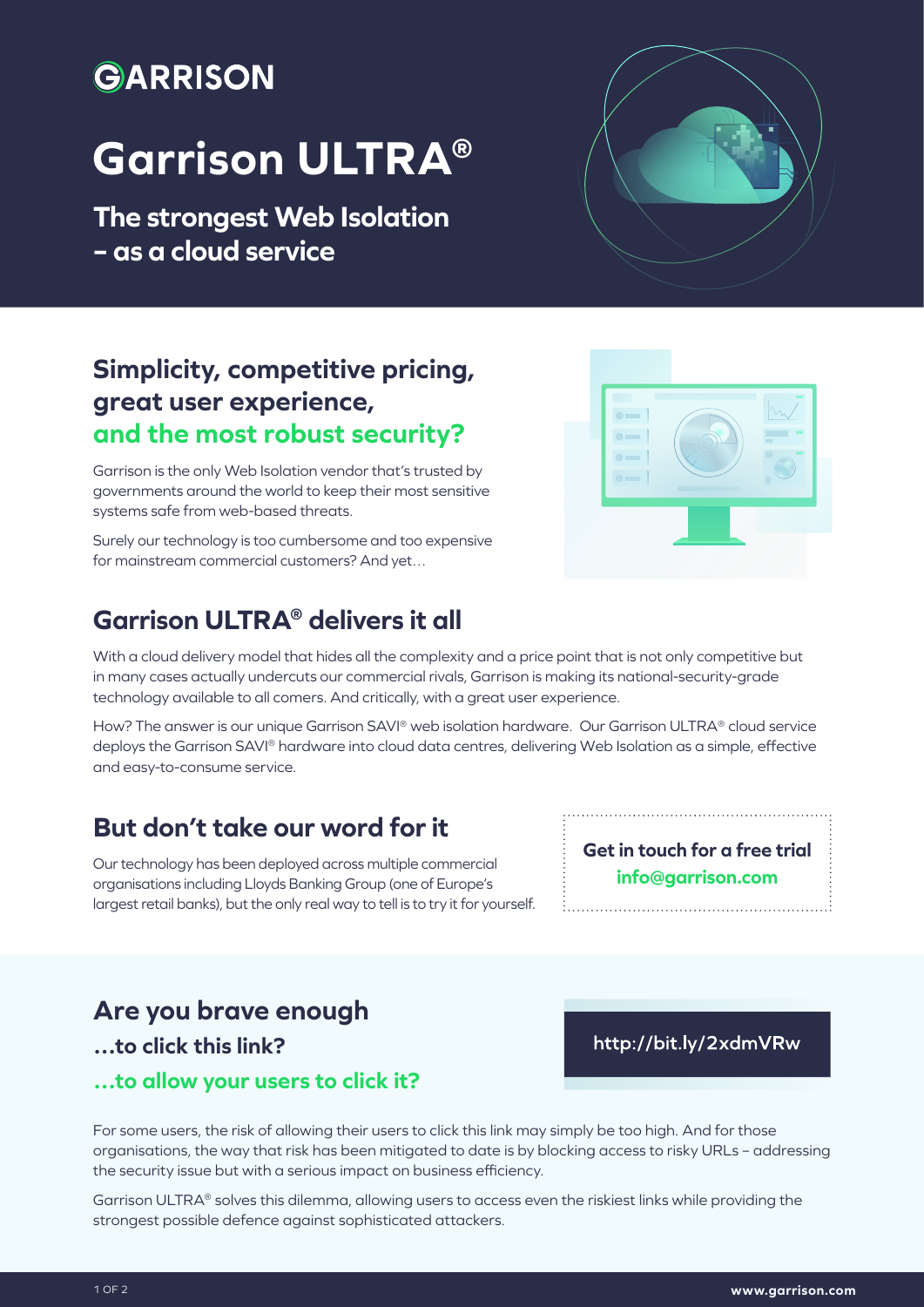GARRISON

# Garrison ULTRA®

## The strongest Web Isolation – as a cloud service

## Simplicity, competitive pricing, great user experience, and the most robust security?

Garrison is the only Web Isolation vendor that's trusted by governments around the world to keep their most sensitive systems safe from web-based threats.

Surely our technology is too cumbersome and too expensive for mainstream commercial customers? And yet…

## Garrison ULTRA® delivers it all

With a cloud delivery model that hides all the complexity and a price point that is not only competitive but in many cases actually undercuts our commercial rivals, Garrison is making its national-security-grade technology available to all comers. And critically, with a great user experience.

How? The answer is our unique Garrison SAVI® web isolation hardware. Our Garrison ULTRA® cloud service deploys the Garrison SAVI® hardware into cloud data centres, delivering Web Isolation as a simple, effective and easy-to-consume service.

## But don't take our word for it

Our technology has been deployed across multiple commercial organisations including Lloyds Banking Group (one of Europe's largest retail banks), but the only real way to tell is to try it for yourself.

**Get in touch for a free trial**
**info@garrison.com**

## Are you brave enough

### …to click this link?

### …to allow your users to click it?

**http://bit.ly/2xdmVRw**

For some users, the risk of allowing their users to click this link may simply be too high. And for those organisations, the way that risk has been mitigated to date is by blocking access to risky URLs – addressing the security issue but with a serious impact on business efficiency.

Garrison ULTRA® solves this dilemma, allowing users to access even the riskiest links while providing the strongest possible defence against sophisticated attackers.

www.garrison.com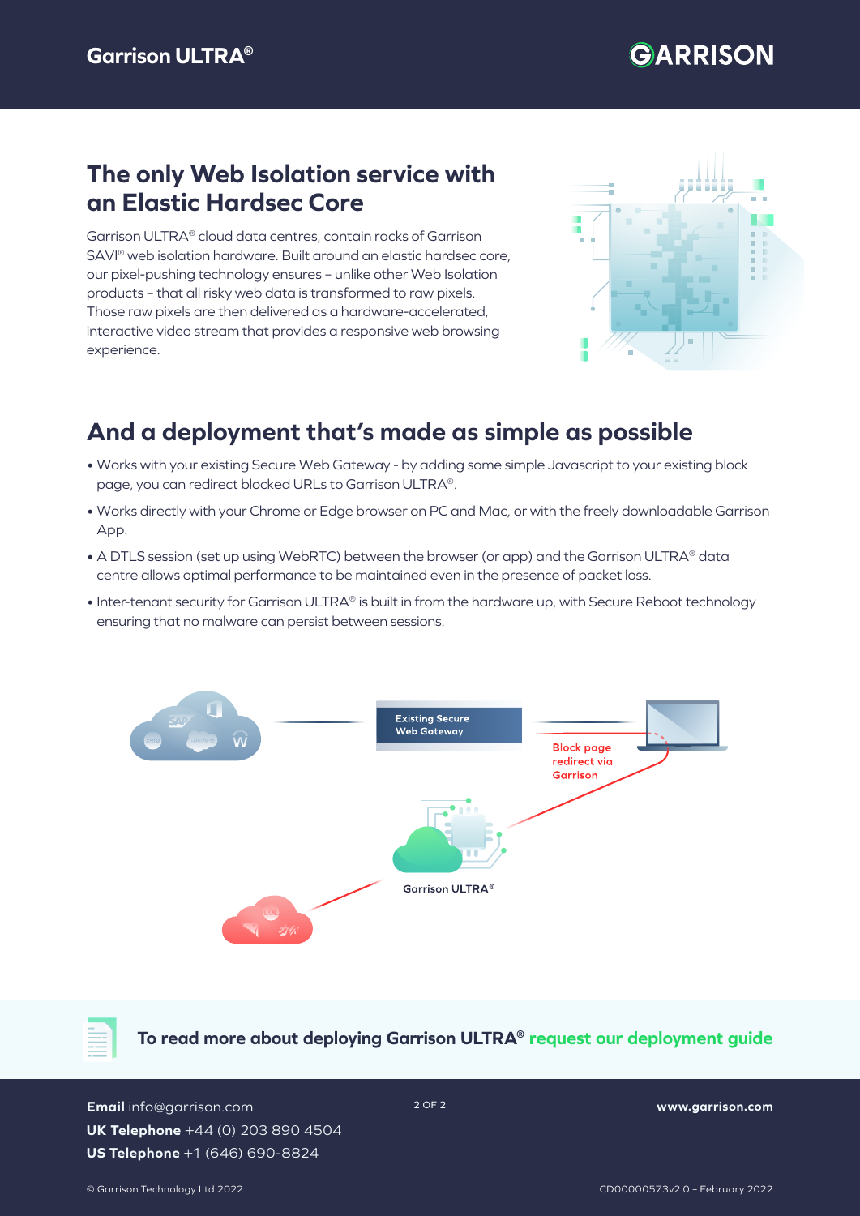## The only Web Isolation service with an Elastic Hardsec Core

Garrison ULTRA® cloud data centres, contain racks of Garrison SAVI® web isolation hardware. Built around an elastic hardsec core, our pixel-pushing technology ensures – unlike other Web Isolation products – that all risky web data is transformed to raw pixels. Those raw pixels are then delivered as a hardware-accelerated, interactive video stream that provides a responsive web browsing experience.

## And a deployment that's made as simple as possible

- Works with your existing Secure Web Gateway - by adding some simple Javascript to your existing block page, you can redirect blocked URLs to Garrison ULTRA®.
- Works directly with your Chrome or Edge browser on PC and Mac, or with the freely downloadable Garrison App.
- A DTLS session (set up using WebRTC) between the browser (or app) and the Garrison ULTRA® data centre allows optimal performance to be maintained even in the presence of packet loss.
- Inter-tenant security for Garrison ULTRA® is built in from the hardware up, with Secure Reboot technology ensuring that no malware can persist between sessions.

Existing Secure Web Gateway

Block page redirect via Garrison

Garrison ULTRA®

**To read more about deploying Garrison ULTRA® request our deployment guide**

**Email** info@garrison.com
**UK Telephone** +44 (0) 203 890 4504
**US Telephone** +1 (646) 690-8824

**www.garrison.com**

© Garrison Technology Ltd 2022

CD00000573v2.0 – February 2022